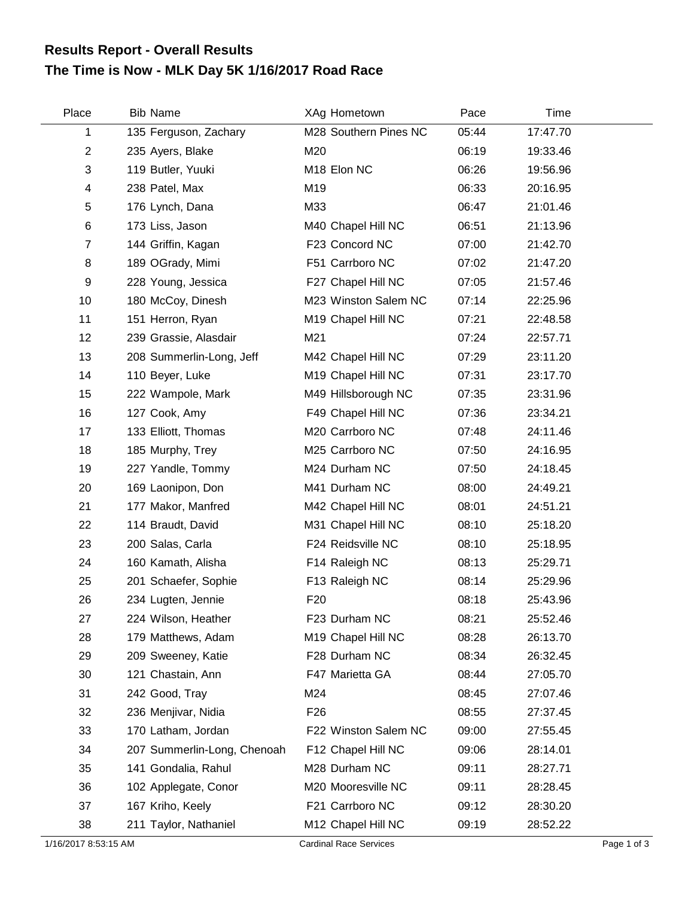# Results Report - Overall Results

## The Time is Now - MLK Day 5K 1/16/2017 Road Race

| Place | Bib | Name | XAg | Hometown | Pace | Time |
|---|---|---|---|---|---|---|
| 1 | 135 | Ferguson, Zachary | M28 | Southern Pines NC | 05:44 | 17:47.70 |
| 2 | 235 | Ayers, Blake | M20 | | 06:19 | 19:33.46 |
| 3 | 119 | Butler, Yuuki | M18 | Elon NC | 06:26 | 19:56.96 |
| 4 | 238 | Patel, Max | M19 | | 06:33 | 20:16.95 |
| 5 | 176 | Lynch, Dana | M33 | | 06:47 | 21:01.46 |
| 6 | 173 | Liss, Jason | M40 | Chapel Hill NC | 06:51 | 21:13.96 |
| 7 | 144 | Griffin, Kagan | F23 | Concord NC | 07:00 | 21:42.70 |
| 8 | 189 | OGrady, Mimi | F51 | Carrboro NC | 07:02 | 21:47.20 |
| 9 | 228 | Young, Jessica | F27 | Chapel Hill NC | 07:05 | 21:57.46 |
| 10 | 180 | McCoy, Dinesh | M23 | Winston Salem NC | 07:14 | 22:25.96 |
| 11 | 151 | Herron, Ryan | M19 | Chapel Hill NC | 07:21 | 22:48.58 |
| 12 | 239 | Grassie, Alasdair | M21 | | 07:24 | 22:57.71 |
| 13 | 208 | Summerlin-Long, Jeff | M42 | Chapel Hill NC | 07:29 | 23:11.20 |
| 14 | 110 | Beyer, Luke | M19 | Chapel Hill NC | 07:31 | 23:17.70 |
| 15 | 222 | Wampole, Mark | M49 | Hillsborough NC | 07:35 | 23:31.96 |
| 16 | 127 | Cook, Amy | F49 | Chapel Hill NC | 07:36 | 23:34.21 |
| 17 | 133 | Elliott, Thomas | M20 | Carrboro NC | 07:48 | 24:11.46 |
| 18 | 185 | Murphy, Trey | M25 | Carrboro NC | 07:50 | 24:16.95 |
| 19 | 227 | Yandle, Tommy | M24 | Durham NC | 07:50 | 24:18.45 |
| 20 | 169 | Laonipon, Don | M41 | Durham NC | 08:00 | 24:49.21 |
| 21 | 177 | Makor, Manfred | M42 | Chapel Hill NC | 08:01 | 24:51.21 |
| 22 | 114 | Braudt, David | M31 | Chapel Hill NC | 08:10 | 25:18.20 |
| 23 | 200 | Salas, Carla | F24 | Reidsville NC | 08:10 | 25:18.95 |
| 24 | 160 | Kamath, Alisha | F14 | Raleigh NC | 08:13 | 25:29.71 |
| 25 | 201 | Schaefer, Sophie | F13 | Raleigh NC | 08:14 | 25:29.96 |
| 26 | 234 | Lugten, Jennie | F20 | | 08:18 | 25:43.96 |
| 27 | 224 | Wilson, Heather | F23 | Durham NC | 08:21 | 25:52.46 |
| 28 | 179 | Matthews, Adam | M19 | Chapel Hill NC | 08:28 | 26:13.70 |
| 29 | 209 | Sweeney, Katie | F28 | Durham NC | 08:34 | 26:32.45 |
| 30 | 121 | Chastain, Ann | F47 | Marietta GA | 08:44 | 27:05.70 |
| 31 | 242 | Good, Tray | M24 | | 08:45 | 27:07.46 |
| 32 | 236 | Menjivar, Nidia | F26 | | 08:55 | 27:37.45 |
| 33 | 170 | Latham, Jordan | F22 | Winston Salem NC | 09:00 | 27:55.45 |
| 34 | 207 | Summerlin-Long, Chenoah | F12 | Chapel Hill NC | 09:06 | 28:14.01 |
| 35 | 141 | Gondalia, Rahul | M28 | Durham NC | 09:11 | 28:27.71 |
| 36 | 102 | Applegate, Conor | M20 | Mooresville NC | 09:11 | 28:28.45 |
| 37 | 167 | Kriho, Keely | F21 | Carrboro NC | 09:12 | 28:30.20 |
| 38 | 211 | Taylor, Nathaniel | M12 | Chapel Hill NC | 09:19 | 28:52.22 |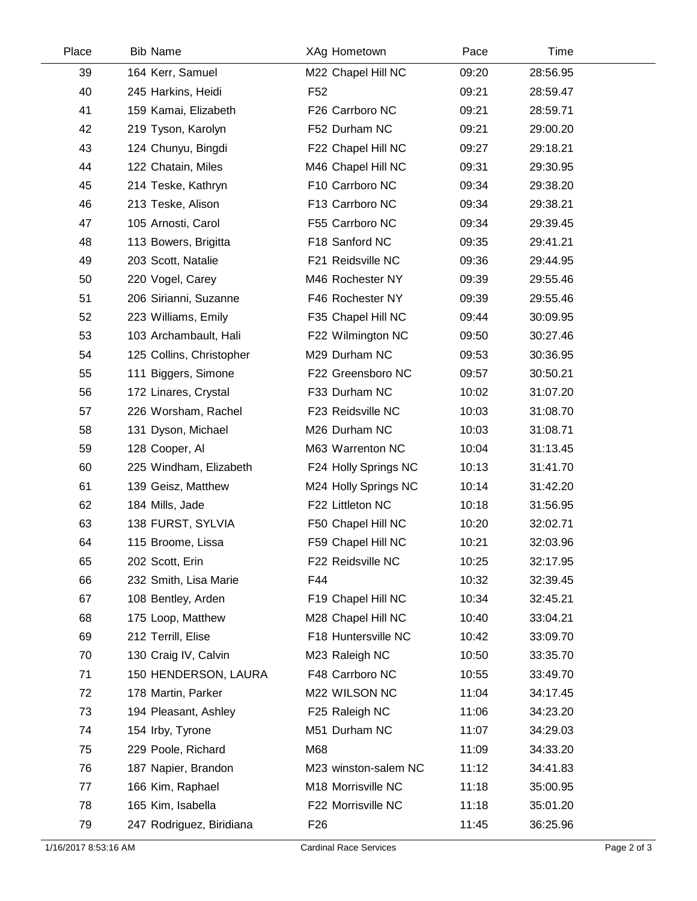| Place | Bib | Name | XAg | Hometown | Pace | Time |
|---|---|---|---|---|---|---|
| 39 | 164 | Kerr, Samuel | M22 | Chapel Hill NC | 09:20 | 28:56.95 |
| 40 | 245 | Harkins, Heidi | F52 | | 09:21 | 28:59.47 |
| 41 | 159 | Kamai, Elizabeth | F26 | Carrboro NC | 09:21 | 28:59.71 |
| 42 | 219 | Tyson, Karolyn | F52 | Durham NC | 09:21 | 29:00.20 |
| 43 | 124 | Chunyu, Bingdi | F22 | Chapel Hill NC | 09:27 | 29:18.21 |
| 44 | 122 | Chatain, Miles | M46 | Chapel Hill NC | 09:31 | 29:30.95 |
| 45 | 214 | Teske, Kathryn | F10 | Carrboro NC | 09:34 | 29:38.20 |
| 46 | 213 | Teske, Alison | F13 | Carrboro NC | 09:34 | 29:38.21 |
| 47 | 105 | Arnosti, Carol | F55 | Carrboro NC | 09:34 | 29:39.45 |
| 48 | 113 | Bowers, Brigitta | F18 | Sanford NC | 09:35 | 29:41.21 |
| 49 | 203 | Scott, Natalie | F21 | Reidsville NC | 09:36 | 29:44.95 |
| 50 | 220 | Vogel, Carey | M46 | Rochester NY | 09:39 | 29:55.46 |
| 51 | 206 | Sirianni, Suzanne | F46 | Rochester NY | 09:39 | 29:55.46 |
| 52 | 223 | Williams, Emily | F35 | Chapel Hill NC | 09:44 | 30:09.95 |
| 53 | 103 | Archambault, Hali | F22 | Wilmington NC | 09:50 | 30:27.46 |
| 54 | 125 | Collins, Christopher | M29 | Durham NC | 09:53 | 30:36.95 |
| 55 | 111 | Biggers, Simone | F22 | Greensboro NC | 09:57 | 30:50.21 |
| 56 | 172 | Linares, Crystal | F33 | Durham NC | 10:02 | 31:07.20 |
| 57 | 226 | Worsham, Rachel | F23 | Reidsville NC | 10:03 | 31:08.70 |
| 58 | 131 | Dyson, Michael | M26 | Durham NC | 10:03 | 31:08.71 |
| 59 | 128 | Cooper, Al | M63 | Warrenton NC | 10:04 | 31:13.45 |
| 60 | 225 | Windham, Elizabeth | F24 | Holly Springs NC | 10:13 | 31:41.70 |
| 61 | 139 | Geisz, Matthew | M24 | Holly Springs NC | 10:14 | 31:42.20 |
| 62 | 184 | Mills, Jade | F22 | Littleton NC | 10:18 | 31:56.95 |
| 63 | 138 | FURST, SYLVIA | F50 | Chapel Hill NC | 10:20 | 32:02.71 |
| 64 | 115 | Broome, Lissa | F59 | Chapel Hill NC | 10:21 | 32:03.96 |
| 65 | 202 | Scott, Erin | F22 | Reidsville NC | 10:25 | 32:17.95 |
| 66 | 232 | Smith, Lisa Marie | F44 | | 10:32 | 32:39.45 |
| 67 | 108 | Bentley, Arden | F19 | Chapel Hill NC | 10:34 | 32:45.21 |
| 68 | 175 | Loop, Matthew | M28 | Chapel Hill NC | 10:40 | 33:04.21 |
| 69 | 212 | Terrill, Elise | F18 | Huntersville NC | 10:42 | 33:09.70 |
| 70 | 130 | Craig IV, Calvin | M23 | Raleigh NC | 10:50 | 33:35.70 |
| 71 | 150 | HENDERSON, LAURA | F48 | Carrboro NC | 10:55 | 33:49.70 |
| 72 | 178 | Martin, Parker | M22 | WILSON NC | 11:04 | 34:17.45 |
| 73 | 194 | Pleasant, Ashley | F25 | Raleigh NC | 11:06 | 34:23.20 |
| 74 | 154 | Irby, Tyrone | M51 | Durham NC | 11:07 | 34:29.03 |
| 75 | 229 | Poole, Richard | M68 | | 11:09 | 34:33.20 |
| 76 | 187 | Napier, Brandon | M23 | winston-salem NC | 11:12 | 34:41.83 |
| 77 | 166 | Kim, Raphael | M18 | Morrisville NC | 11:18 | 35:00.95 |
| 78 | 165 | Kim, Isabella | F22 | Morrisville NC | 11:18 | 35:01.20 |
| 79 | 247 | Rodriguez, Biridiana | F26 | | 11:45 | 36:25.96 |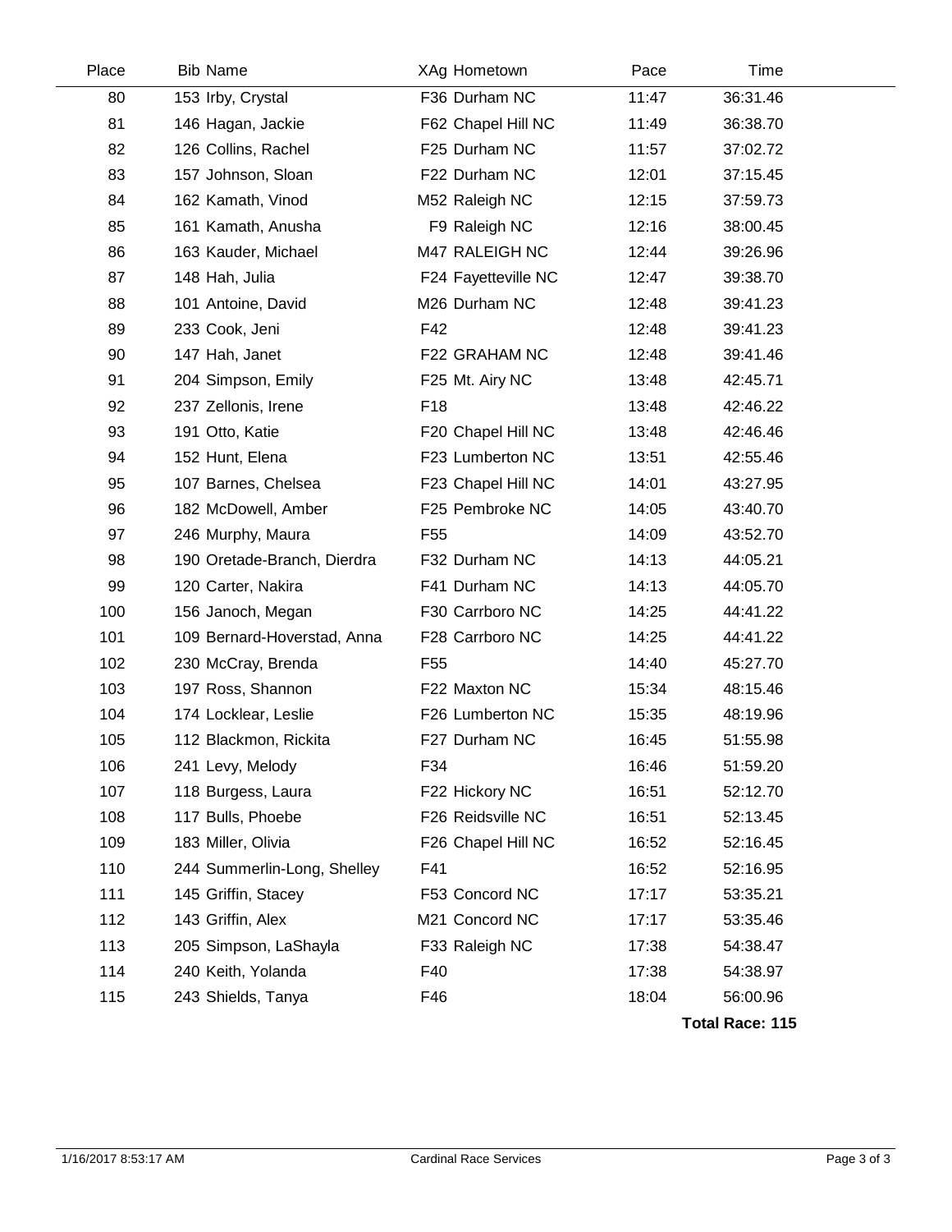| Place | Bib | Name | XAg | Hometown | Pace | Time |
|---|---|---|---|---|---|---|
| 80 | 153 | Irby, Crystal | F36 | Durham NC | 11:47 | 36:31.46 |
| 81 | 146 | Hagan, Jackie | F62 | Chapel Hill NC | 11:49 | 36:38.70 |
| 82 | 126 | Collins, Rachel | F25 | Durham NC | 11:57 | 37:02.72 |
| 83 | 157 | Johnson, Sloan | F22 | Durham NC | 12:01 | 37:15.45 |
| 84 | 162 | Kamath, Vinod | M52 | Raleigh NC | 12:15 | 37:59.73 |
| 85 | 161 | Kamath, Anusha | F9 | Raleigh NC | 12:16 | 38:00.45 |
| 86 | 163 | Kauder, Michael | M47 | RALEIGH NC | 12:44 | 39:26.96 |
| 87 | 148 | Hah, Julia | F24 | Fayetteville NC | 12:47 | 39:38.70 |
| 88 | 101 | Antoine, David | M26 | Durham NC | 12:48 | 39:41.23 |
| 89 | 233 | Cook, Jeni | F42 | | 12:48 | 39:41.23 |
| 90 | 147 | Hah, Janet | F22 | GRAHAM NC | 12:48 | 39:41.46 |
| 91 | 204 | Simpson, Emily | F25 | Mt. Airy NC | 13:48 | 42:45.71 |
| 92 | 237 | Zellonis, Irene | F18 | | 13:48 | 42:46.22 |
| 93 | 191 | Otto, Katie | F20 | Chapel Hill NC | 13:48 | 42:46.46 |
| 94 | 152 | Hunt, Elena | F23 | Lumberton NC | 13:51 | 42:55.46 |
| 95 | 107 | Barnes, Chelsea | F23 | Chapel Hill NC | 14:01 | 43:27.95 |
| 96 | 182 | McDowell, Amber | F25 | Pembroke NC | 14:05 | 43:40.70 |
| 97 | 246 | Murphy, Maura | F55 | | 14:09 | 43:52.70 |
| 98 | 190 | Oretade-Branch, Dierdra | F32 | Durham NC | 14:13 | 44:05.21 |
| 99 | 120 | Carter, Nakira | F41 | Durham NC | 14:13 | 44:05.70 |
| 100 | 156 | Janoch, Megan | F30 | Carrboro NC | 14:25 | 44:41.22 |
| 101 | 109 | Bernard-Hoverstad, Anna | F28 | Carrboro NC | 14:25 | 44:41.22 |
| 102 | 230 | McCray, Brenda | F55 | | 14:40 | 45:27.70 |
| 103 | 197 | Ross, Shannon | F22 | Maxton NC | 15:34 | 48:15.46 |
| 104 | 174 | Locklear, Leslie | F26 | Lumberton NC | 15:35 | 48:19.96 |
| 105 | 112 | Blackmon, Rickita | F27 | Durham NC | 16:45 | 51:55.98 |
| 106 | 241 | Levy, Melody | F34 | | 16:46 | 51:59.20 |
| 107 | 118 | Burgess, Laura | F22 | Hickory NC | 16:51 | 52:12.70 |
| 108 | 117 | Bulls, Phoebe | F26 | Reidsville NC | 16:51 | 52:13.45 |
| 109 | 183 | Miller, Olivia | F26 | Chapel Hill NC | 16:52 | 52:16.45 |
| 110 | 244 | Summerlin-Long, Shelley | F41 | | 16:52 | 52:16.95 |
| 111 | 145 | Griffin, Stacey | F53 | Concord NC | 17:17 | 53:35.21 |
| 112 | 143 | Griffin, Alex | M21 | Concord NC | 17:17 | 53:35.46 |
| 113 | 205 | Simpson, LaShayla | F33 | Raleigh NC | 17:38 | 54:38.47 |
| 114 | 240 | Keith, Yolanda | F40 | | 17:38 | 54:38.97 |
| 115 | 243 | Shields, Tanya | F46 | | 18:04 | 56:00.96 |

**Total Race: 115**

1/16/2017 8:53:17 AM — Cardinal Race Services